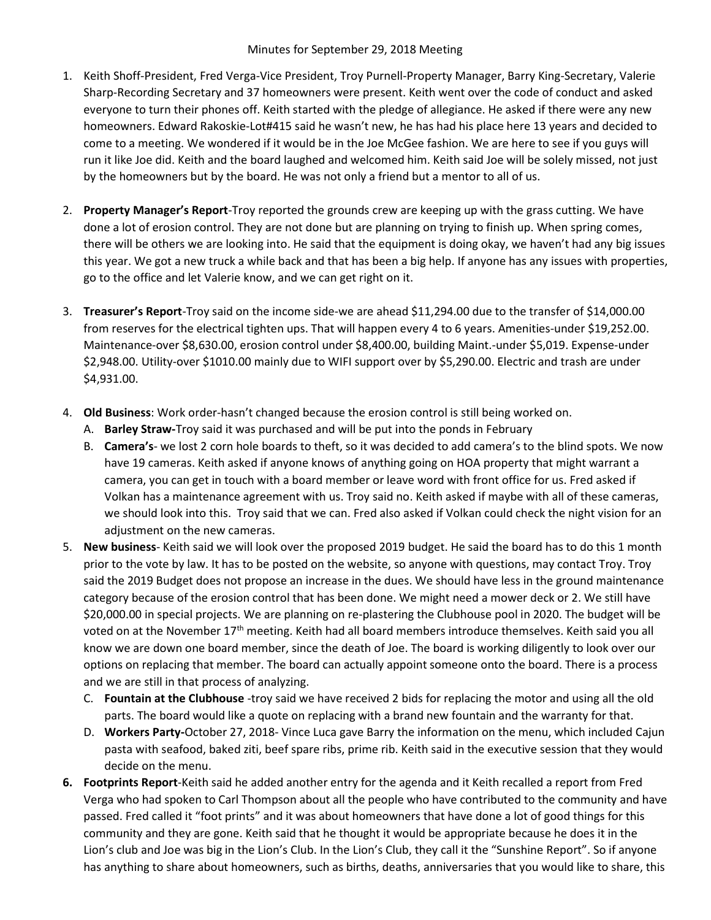Minutes for September 29, 2018 Meeting

1. Keith Shoff-President, Fred Verga-Vice President, Troy Purnell-Property Manager, Barry King-Secretary, Valerie Sharp-Recording Secretary and 37 homeowners were present. Keith went over the code of conduct and asked everyone to turn their phones off. Keith started with the pledge of allegiance. He asked if there were any new homeowners. Edward Rakoskie-Lot#415 said he wasn't new, he has had his place here 13 years and decided to come to a meeting. We wondered if it would be in the Joe McGee fashion. We are here to see if you guys will run it like Joe did. Keith and the board laughed and welcomed him. Keith said Joe will be solely missed, not just by the homeowners but by the board. He was not only a friend but a mentor to all of us.

2. **Property Manager's Report**-Troy reported the grounds crew are keeping up with the grass cutting. We have done a lot of erosion control. They are not done but are planning on trying to finish up. When spring comes, there will be others we are looking into. He said that the equipment is doing okay, we haven't had any big issues this year. We got a new truck a while back and that has been a big help. If anyone has any issues with properties, go to the office and let Valerie know, and we can get right on it.

3. **Treasurer's Report**-Troy said on the income side-we are ahead $11,294.00 due to the transfer of $14,000.00 from reserves for the electrical tighten ups. That will happen every 4 to 6 years. Amenities-under $19,252.00. Maintenance-over $8,630.00, erosion control under $8,400.00, building Maint.-under $5,019. Expense-under $2,948.00. Utility-over $1010.00 mainly due to WIFI support over by $5,290.00. Electric and trash are under $4,931.00.

4. **Old Business**: Work order-hasn't changed because the erosion control is still being worked on.
   A. **Barley Straw-**Troy said it was purchased and will be put into the ponds in February
   B. **Camera's**- we lost 2 corn hole boards to theft, so it was decided to add camera's to the blind spots. We now have 19 cameras. Keith asked if anyone knows of anything going on HOA property that might warrant a camera, you can get in touch with a board member or leave word with front office for us. Fred asked if Volkan has a maintenance agreement with us. Troy said no. Keith asked if maybe with all of these cameras, we should look into this. Troy said that we can. Fred also asked if Volkan could check the night vision for an adjustment on the new cameras.

5. **New business**- Keith said we will look over the proposed 2019 budget. He said the board has to do this 1 month prior to the vote by law. It has to be posted on the website, so anyone with questions, may contact Troy. Troy said the 2019 Budget does not propose an increase in the dues. We should have less in the ground maintenance category because of the erosion control that has been done. We might need a mower deck or 2. We still have $20,000.00 in special projects. We are planning on re-plastering the Clubhouse pool in 2020. The budget will be voted on at the November 17th meeting. Keith had all board members introduce themselves. Keith said you all know we are down one board member, since the death of Joe. The board is working diligently to look over our options on replacing that member. The board can actually appoint someone onto the board. There is a process and we are still in that process of analyzing.
   C. **Fountain at the Clubhouse** -troy said we have received 2 bids for replacing the motor and using all the old parts. The board would like a quote on replacing with a brand new fountain and the warranty for that.
   D. **Workers Party-**October 27, 2018- Vince Luca gave Barry the information on the menu, which included Cajun pasta with seafood, baked ziti, beef spare ribs, prime rib. Keith said in the executive session that they would decide on the menu.

6. **Footprints Report**-Keith said he added another entry for the agenda and it Keith recalled a report from Fred Verga who had spoken to Carl Thompson about all the people who have contributed to the community and have passed. Fred called it "foot prints" and it was about homeowners that have done a lot of good things for this community and they are gone. Keith said that he thought it would be appropriate because he does it in the Lion's club and Joe was big in the Lion's Club. In the Lion's Club, they call it the "Sunshine Report". So if anyone has anything to share about homeowners, such as births, deaths, anniversaries that you would like to share, this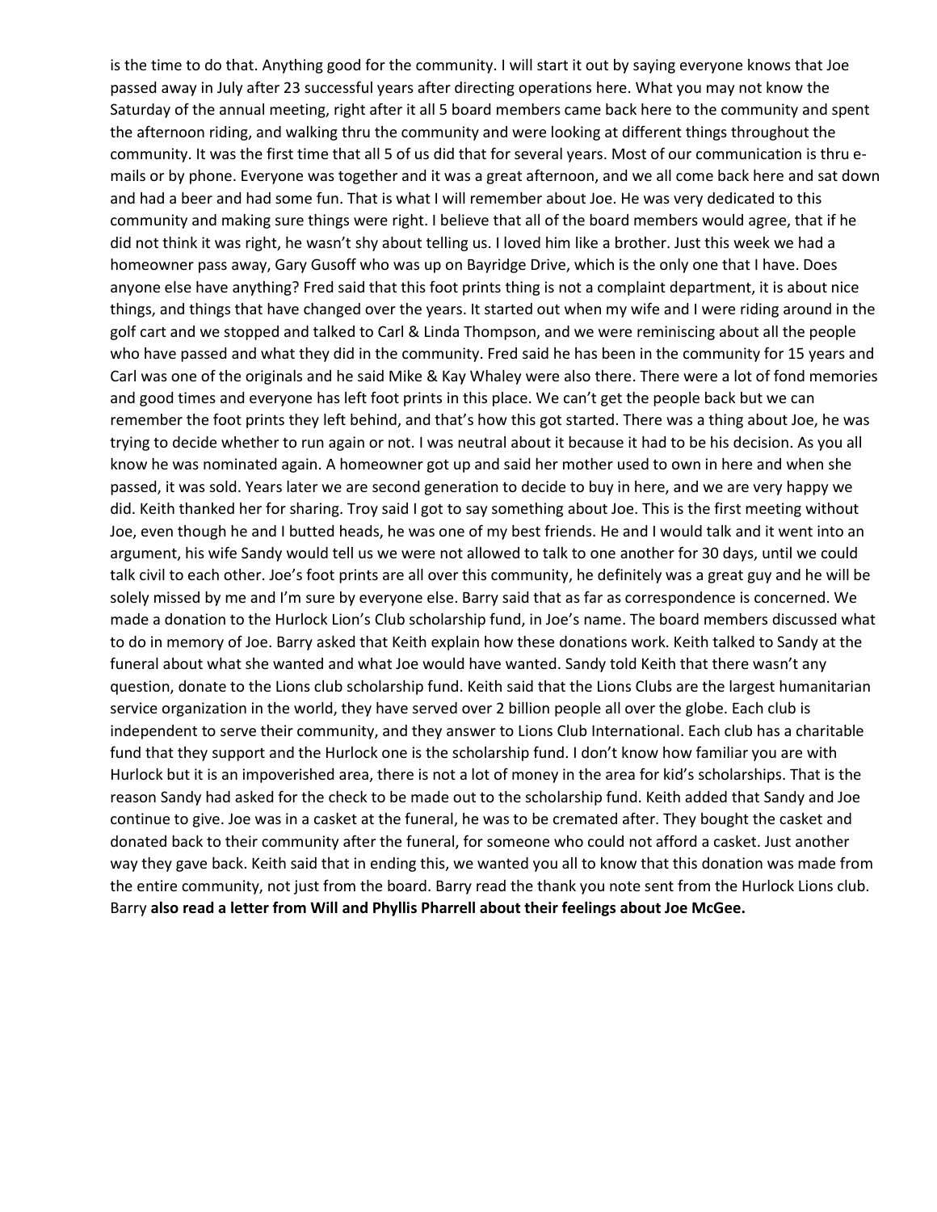is the time to do that. Anything good for the community. I will start it out by saying everyone knows that Joe passed away in July after 23 successful years after directing operations here. What you may not know the Saturday of the annual meeting, right after it all 5 board members came back here to the community and spent the afternoon riding, and walking thru the community and were looking at different things throughout the community. It was the first time that all 5 of us did that for several years. Most of our communication is thru e-mails or by phone. Everyone was together and it was a great afternoon, and we all come back here and sat down and had a beer and had some fun. That is what I will remember about Joe. He was very dedicated to this community and making sure things were right. I believe that all of the board members would agree, that if he did not think it was right, he wasn't shy about telling us. I loved him like a brother. Just this week we had a homeowner pass away, Gary Gusoff who was up on Bayridge Drive, which is the only one that I have. Does anyone else have anything? Fred said that this foot prints thing is not a complaint department, it is about nice things, and things that have changed over the years. It started out when my wife and I were riding around in the golf cart and we stopped and talked to Carl & Linda Thompson, and we were reminiscing about all the people who have passed and what they did in the community. Fred said he has been in the community for 15 years and Carl was one of the originals and he said Mike & Kay Whaley were also there. There were a lot of fond memories and good times and everyone has left foot prints in this place. We can't get the people back but we can remember the foot prints they left behind, and that's how this got started. There was a thing about Joe, he was trying to decide whether to run again or not. I was neutral about it because it had to be his decision. As you all know he was nominated again. A homeowner got up and said her mother used to own in here and when she passed, it was sold. Years later we are second generation to decide to buy in here, and we are very happy we did. Keith thanked her for sharing. Troy said I got to say something about Joe. This is the first meeting without Joe, even though he and I butted heads, he was one of my best friends. He and I would talk and it went into an argument, his wife Sandy would tell us we were not allowed to talk to one another for 30 days, until we could talk civil to each other. Joe's foot prints are all over this community, he definitely was a great guy and he will be solely missed by me and I'm sure by everyone else. Barry said that as far as correspondence is concerned. We made a donation to the Hurlock Lion's Club scholarship fund, in Joe's name. The board members discussed what to do in memory of Joe. Barry asked that Keith explain how these donations work. Keith talked to Sandy at the funeral about what she wanted and what Joe would have wanted. Sandy told Keith that there wasn't any question, donate to the Lions club scholarship fund. Keith said that the Lions Clubs are the largest humanitarian service organization in the world, they have served over 2 billion people all over the globe. Each club is independent to serve their community, and they answer to Lions Club International. Each club has a charitable fund that they support and the Hurlock one is the scholarship fund. I don't know how familiar you are with Hurlock but it is an impoverished area, there is not a lot of money in the area for kid's scholarships. That is the reason Sandy had asked for the check to be made out to the scholarship fund. Keith added that Sandy and Joe continue to give. Joe was in a casket at the funeral, he was to be cremated after. They bought the casket and donated back to their community after the funeral, for someone who could not afford a casket. Just another way they gave back. Keith said that in ending this, we wanted you all to know that this donation was made from the entire community, not just from the board. Barry read the thank you note sent from the Hurlock Lions club. Barry **also read a letter from Will and Phyllis Pharrell about their feelings about Joe McGee.**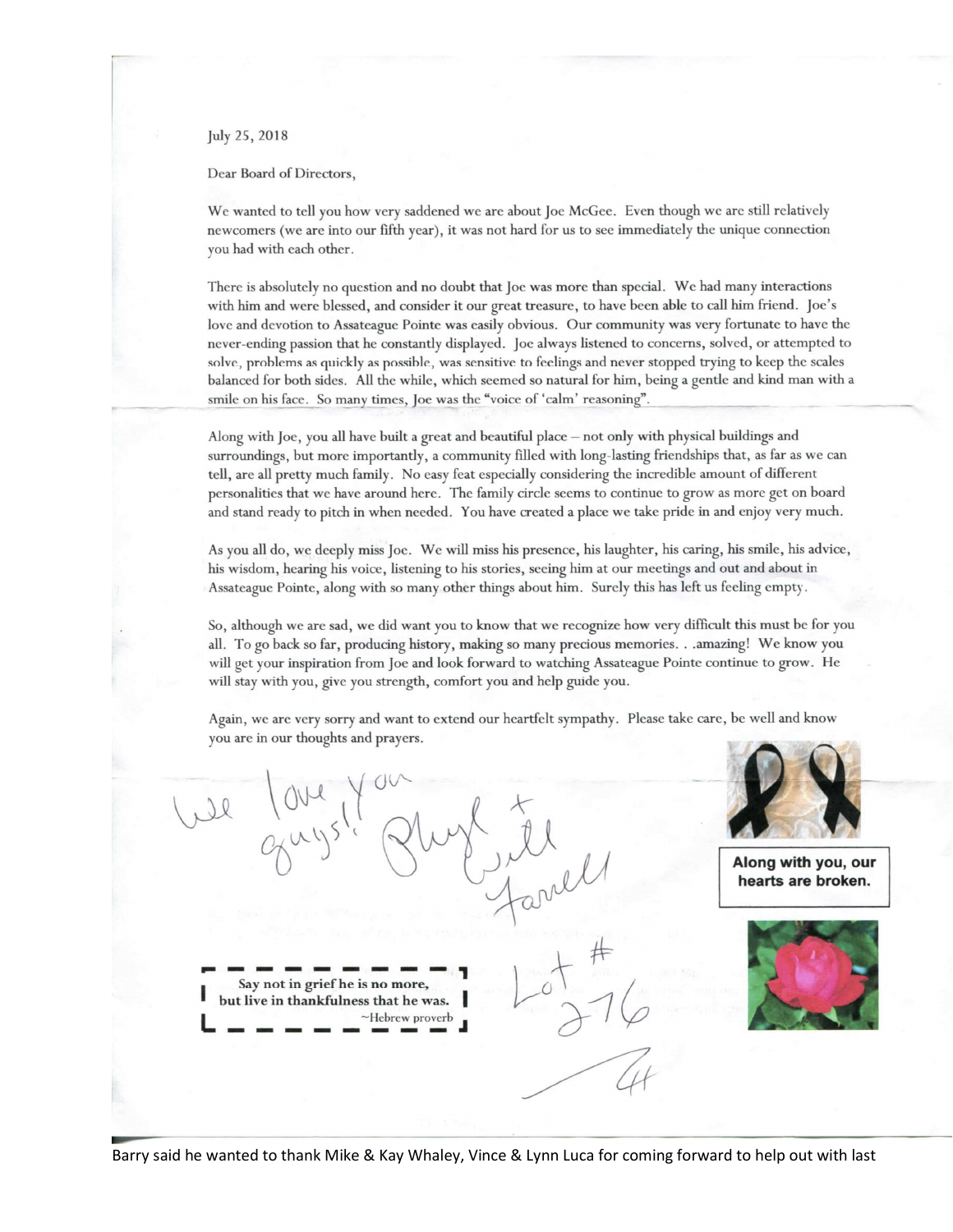July 25, 2018

Dear Board of Directors,

We wanted to tell you how very saddened we are about Joe McGee. Even though we are still relatively newcomers (we are into our fifth year), it was not hard for us to see immediately the unique connection you had with each other.

There is absolutely no question and no doubt that Joe was more than special. We had many interactions with him and were blessed, and consider it our great treasure, to have been able to call him friend. Joe's love and devotion to Assateague Pointe was easily obvious. Our community was very fortunate to have the never-ending passion that he constantly displayed. Joe always listened to concerns, solved, or attempted to solve, problems as quickly as possible, was sensitive to feelings and never stopped trying to keep the scales balanced for both sides. All the while, which seemed so natural for him, being a gentle and kind man with a smile on his face. So many times, Joe was the "voice of 'calm' reasoning".

Along with Joe, you all have built a great and beautiful place – not only with physical buildings and surroundings, but more importantly, a community filled with long-lasting friendships that, as far as we can tell, are all pretty much family. No easy feat especially considering the incredible amount of different personalities that we have around here. The family circle seems to continue to grow as more get on board and stand ready to pitch in when needed. You have created a place we take pride in and enjoy very much.

As you all do, we deeply miss Joe. We will miss his presence, his laughter, his caring, his smile, his advice, his wisdom, hearing his voice, listening to his stories, seeing him at our meetings and out and about in Assateague Pointe, along with so many other things about him. Surely this has left us feeling empty.

So, although we are sad, we did want you to know that we recognize how very difficult this must be for you all. To go back so far, producing history, making so many precious memories. . .amazing! We know you will get your inspiration from Joe and look forward to watching Assateague Pointe continue to grow. He will stay with you, give you strength, comfort you and help guide you.

Again, we are very sorry and want to extend our heartfelt sympathy. Please take care, be well and know you are in our thoughts and prayers.

We love you guys!! Phyl + Will Farrell

Lot # 276

**Along with you, our hearts are broken.**

Say not in grief he is no more,
but live in thankfulness that he was.
~Hebrew proverb

Barry said he wanted to thank Mike & Kay Whaley, Vince & Lynn Luca for coming forward to help out with last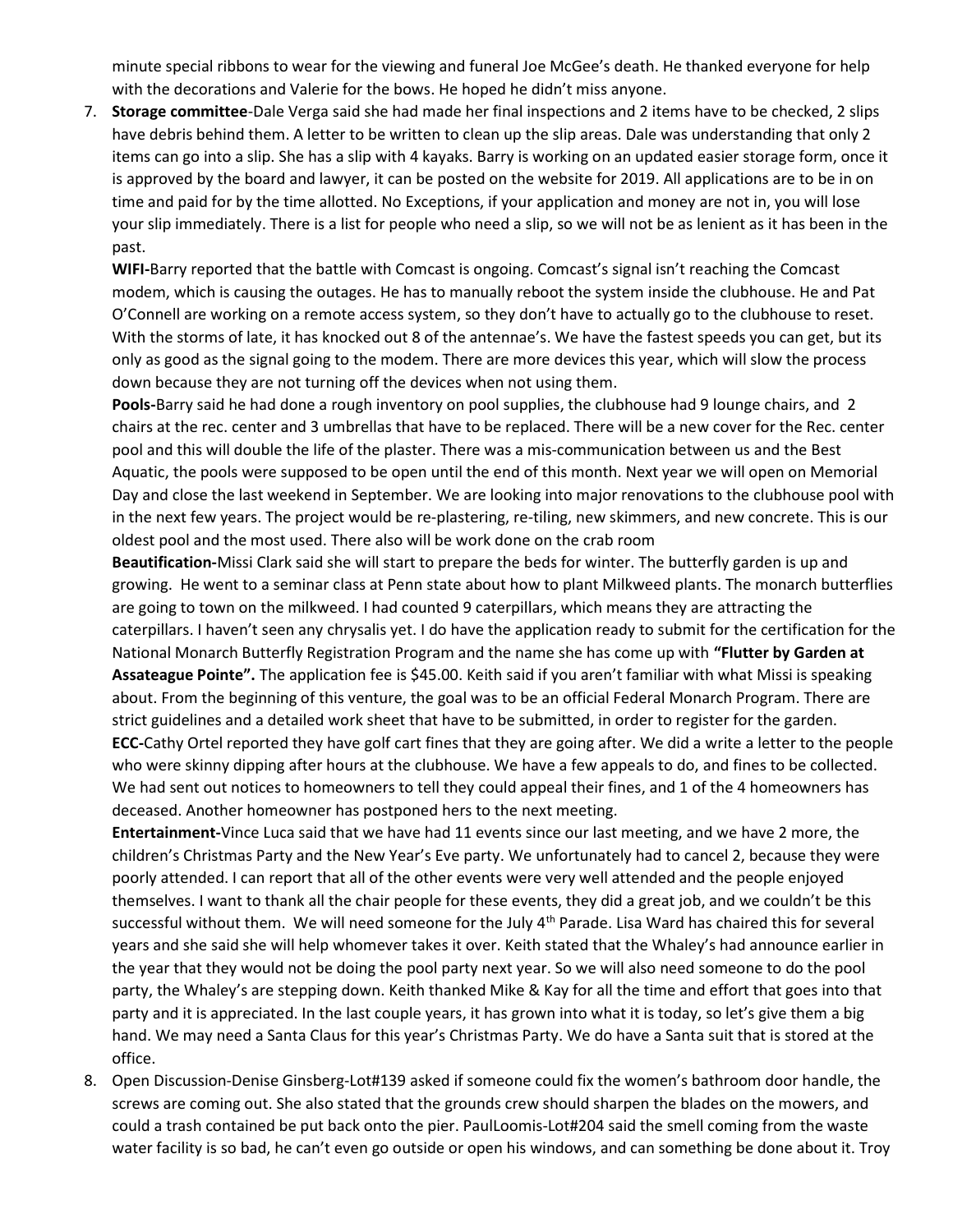minute special ribbons to wear for the viewing and funeral Joe McGee's death. He thanked everyone for help with the decorations and Valerie for the bows. He hoped he didn't miss anyone.

7. **Storage committee**-Dale Verga said she had made her final inspections and 2 items have to be checked, 2 slips have debris behind them. A letter to be written to clean up the slip areas. Dale was understanding that only 2 items can go into a slip. She has a slip with 4 kayaks. Barry is working on an updated easier storage form, once it is approved by the board and lawyer, it can be posted on the website for 2019. All applications are to be in on time and paid for by the time allotted. No Exceptions, if your application and money are not in, you will lose your slip immediately. There is a list for people who need a slip, so we will not be as lenient as it has been in the past.

   **WIFI-**Barry reported that the battle with Comcast is ongoing. Comcast's signal isn't reaching the Comcast modem, which is causing the outages. He has to manually reboot the system inside the clubhouse. He and Pat O'Connell are working on a remote access system, so they don't have to actually go to the clubhouse to reset. With the storms of late, it has knocked out 8 of the antennae's. We have the fastest speeds you can get, but its only as good as the signal going to the modem. There are more devices this year, which will slow the process down because they are not turning off the devices when not using them.

   **Pools-**Barry said he had done a rough inventory on pool supplies, the clubhouse had 9 lounge chairs, and 2 chairs at the rec. center and 3 umbrellas that have to be replaced. There will be a new cover for the Rec. center pool and this will double the life of the plaster. There was a mis-communication between us and the Best Aquatic, the pools were supposed to be open until the end of this month. Next year we will open on Memorial Day and close the last weekend in September. We are looking into major renovations to the clubhouse pool with in the next few years. The project would be re-plastering, re-tiling, new skimmers, and new concrete. This is our oldest pool and the most used. There also will be work done on the crab room

   **Beautification-**Missi Clark said she will start to prepare the beds for winter. The butterfly garden is up and growing. He went to a seminar class at Penn state about how to plant Milkweed plants. The monarch butterflies are going to town on the milkweed. I had counted 9 caterpillars, which means they are attracting the caterpillars. I haven't seen any chrysalis yet. I do have the application ready to submit for the certification for the National Monarch Butterfly Registration Program and the name she has come up with **"Flutter by Garden at Assateague Pointe".** The application fee is $45.00. Keith said if you aren't familiar with what Missi is speaking about. From the beginning of this venture, the goal was to be an official Federal Monarch Program. There are strict guidelines and a detailed work sheet that have to be submitted, in order to register for the garden.

   **ECC-**Cathy Ortel reported they have golf cart fines that they are going after. We did a write a letter to the people who were skinny dipping after hours at the clubhouse. We have a few appeals to do, and fines to be collected. We had sent out notices to homeowners to tell they could appeal their fines, and 1 of the 4 homeowners has deceased. Another homeowner has postponed hers to the next meeting.

   **Entertainment-**Vince Luca said that we have had 11 events since our last meeting, and we have 2 more, the children's Christmas Party and the New Year's Eve party. We unfortunately had to cancel 2, because they were poorly attended. I can report that all of the other events were very well attended and the people enjoyed themselves. I want to thank all the chair people for these events, they did a great job, and we couldn't be this successful without them. We will need someone for the July 4th Parade. Lisa Ward has chaired this for several years and she said she will help whomever takes it over. Keith stated that the Whaley's had announce earlier in the year that they would not be doing the pool party next year. So we will also need someone to do the pool party, the Whaley's are stepping down. Keith thanked Mike & Kay for all the time and effort that goes into that party and it is appreciated. In the last couple years, it has grown into what it is today, so let's give them a big hand. We may need a Santa Claus for this year's Christmas Party. We do have a Santa suit that is stored at the office.

8. Open Discussion-Denise Ginsberg-Lot#139 asked if someone could fix the women's bathroom door handle, the screws are coming out. She also stated that the grounds crew should sharpen the blades on the mowers, and could a trash contained be put back onto the pier. PaulLoomis-Lot#204 said the smell coming from the waste water facility is so bad, he can't even go outside or open his windows, and can something be done about it. Troy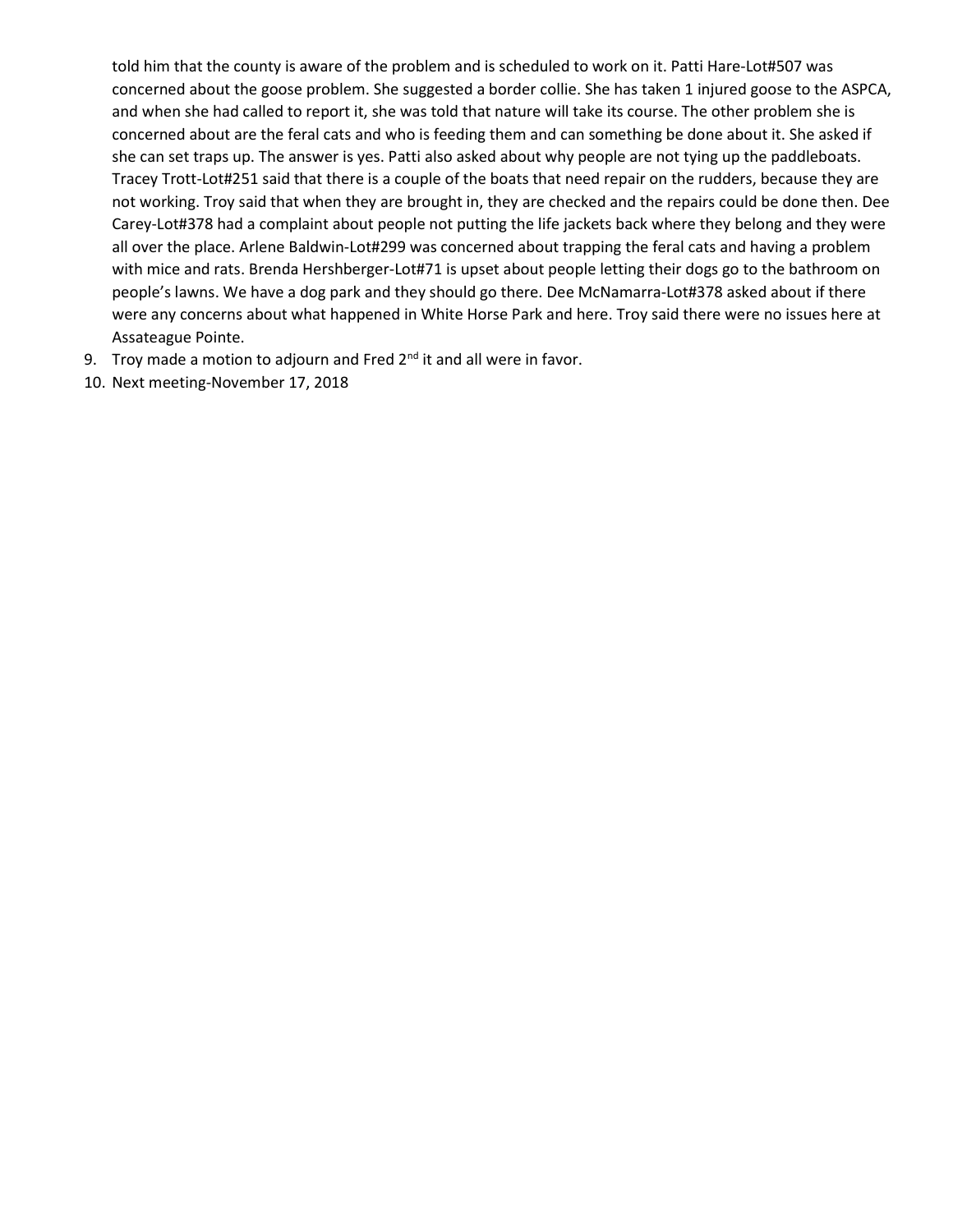told him that the county is aware of the problem and is scheduled to work on it. Patti Hare-Lot#507 was concerned about the goose problem. She suggested a border collie. She has taken 1 injured goose to the ASPCA, and when she had called to report it, she was told that nature will take its course. The other problem she is concerned about are the feral cats and who is feeding them and can something be done about it. She asked if she can set traps up. The answer is yes. Patti also asked about why people are not tying up the paddleboats. Tracey Trott-Lot#251 said that there is a couple of the boats that need repair on the rudders, because they are not working. Troy said that when they are brought in, they are checked and the repairs could be done then. Dee Carey-Lot#378 had a complaint about people not putting the life jackets back where they belong and they were all over the place. Arlene Baldwin-Lot#299 was concerned about trapping the feral cats and having a problem with mice and rats. Brenda Hershberger-Lot#71 is upset about people letting their dogs go to the bathroom on people's lawns. We have a dog park and they should go there. Dee McNamarra-Lot#378 asked about if there were any concerns about what happened in White Horse Park and here. Troy said there were no issues here at Assateague Pointe.

9. Troy made a motion to adjourn and Fred 2nd it and all were in favor.
10. Next meeting-November 17, 2018